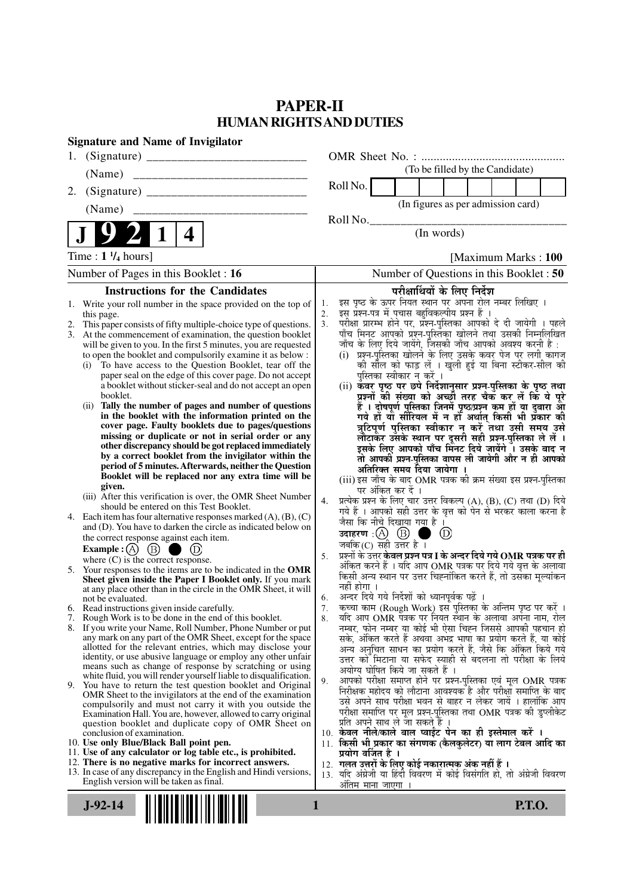# PAPER-II
## HUMAN RIGHTS AND DUTIES

**Signature and Name of Invigilator**

1. (Signature) __________________________

   (Name) ____________________________

2. (Signature) __________________________

   (Name) ____________________________

OMR Sheet No. : ...............................................

(To be filled by the Candidate)

Roll No. | | | | | | | | |

(In figures as per admission card)

Roll No.________________________________

(In words)

**J 9 2 1 4**

Time : **1 ¼ hours**] [Maximum Marks : **100**

Number of Pages in this Booklet : **16** Number of Questions in this Booklet : **50**

### Instructions for the Candidates

1. Write your roll number in the space provided on the top of this page.
2. This paper consists of fifty multiple-choice type of questions.
3. At the commencement of examination, the question booklet will be given to you. In the first 5 minutes, you are requested to open the booklet and compulsorily examine it as below :
   - (i) To have access to the Question Booklet, tear off the paper seal on the edge of this cover page. Do not accept a booklet without sticker-seal and do not accept an open booklet.
   - (ii) **Tally the number of pages and number of questions in the booklet with the information printed on the cover page. Faulty booklets due to pages/questions missing or duplicate or not in serial order or any other discrepancy should be got replaced immediately by a correct booklet from the invigilator within the period of 5 minutes. Afterwards, neither the Question Booklet will be replaced nor any extra time will be given.**
   - (iii) After this verification is over, the OMR Sheet Number should be entered on this Test Booklet.
4. Each item has four alternative responses marked (A), (B), (C) and (D). You have to darken the circle as indicated below on the correct response against each item.

   **Example :** (A) (B) ● (D)

   where (C) is the correct response.
5. Your responses to the items are to be indicated in the **OMR Sheet given inside the Paper I Booklet only.** If you mark at any place other than in the circle in the OMR Sheet, it will not be evaluated.
6. Read instructions given inside carefully.
7. Rough Work is to be done in the end of this booklet.
8. If you write your Name, Roll Number, Phone Number or put any mark on any part of the OMR Sheet, except for the space allotted for the relevant entries, which may disclose your identity, or use abusive language or employ any other unfair means such as change of response by scratching or using white fluid, you will render yourself liable to disqualification.
9. You have to return the test question booklet and Original OMR Sheet to the invigilators at the end of the examination compulsorily and must not carry it with you outside the Examination Hall. You are, however, allowed to carry original question booklet and duplicate copy of OMR Sheet on conclusion of examination.
10. **Use only Blue/Black Ball point pen.**
11. **Use of any calculator or log table etc., is prohibited.**
12. **There is no negative marks for incorrect answers.**
13. In case of any discrepancy in the English and Hindi versions, English version will be taken as final.

### परीक्षार्थियों के लिए निर्देश

1. इस पृष्ठ के ऊपर नियत स्थान पर अपना रोल नम्बर लिखिए ।
2. इस प्रश्न-पत्र में पचास बहुविकल्पीय प्रश्न हैं ।
3. परीक्षा प्रारम्भ होने पर, प्रश्न-पुस्तिका आपको दे दी जायेगी । पहले पाँच मिनट आपको प्रश्न-पुस्तिका खोलने तथा उसकी निम्नलिखित जाँच के लिए दिये जायेंगे, जिसकी जाँच आपको अवश्य करनी है :
   - (i) प्रश्न-पुस्तिका खोलने के लिए उसके कवर पेज पर लगी कागज की सील को फाड़ लें । खुली हुई या बिना स्टीकर-सील की पुस्तिका स्वीकार न करें ।
   - (ii) **कवर पृष्ठ पर छपे निर्देशानुसार प्रश्न-पुस्तिका के पृष्ठ तथा प्रश्नों की संख्या को अच्छी तरह चैक कर लें कि ये पूरे हैं । दोषपूर्ण पुस्तिका जिनमें पृष्ठ/प्रश्न कम हों या दुबारा आ गये हों या सीरियल में न हों अर्थात् किसी भी प्रकार की त्रुटिपूर्ण पुस्तिका स्वीकार न करें तथा उसी समय उसे लौटाकर उसके स्थान पर दूसरी सही प्रश्न-पुस्तिका ले लें । इसके लिए आपको पाँच मिनट दिये जायेंगे । उसके बाद न तो आपकी प्रश्न-पुस्तिका वापस ली जायेगी और न ही आपको अतिरिक्त समय दिया जायेगा ।**
   - (iii) इस जाँच के बाद OMR पत्रक की क्रम संख्या इस प्रश्न-पुस्तिका पर अंकित कर दें ।
4. प्रत्येक प्रश्न के लिए चार उत्तर विकल्प (A), (B), (C) तथा (D) दिये गये हैं । आपको सही उत्तर के वृत्त को पेन से भरकर काला करना है जैसा कि नीचे दिखाया गया है ।

   **उदाहरण :** (A) (B) ● (D)

   जबकि (C) सही उत्तर है ।
5. प्रश्नों के उत्तर **केवल प्रश्न पत्र I के अन्दर दिये गये OMR पत्रक पर ही** अंकित करने हैं । यदि आप OMR पत्रक पर दिये गये वृत्त के अलावा किसी अन्य स्थान पर उत्तर चिह्नांकित करते हैं, तो उसका मूल्यांकन नहीं होगा ।
6. अन्दर दिये गये निर्देशों को ध्यानपूर्वक पढ़ें ।
7. कच्चा काम (Rough Work) इस पुस्तिका के अन्तिम पृष्ठ पर करें ।
8. यदि आप OMR पत्रक पर नियत स्थान के अलावा अपना नाम, रोल नम्बर, फोन नम्बर या कोई भी ऐसा चिह्न जिससे आपकी पहचान हो सके, अंकित करते हैं अथवा अभद्र भाषा का प्रयोग करते हैं, या कोई अन्य अनुचित साधन का प्रयोग करते हैं, जैसे कि अंकित किये गये उत्तर को मिटाना या सफेद स्याही से बदलना तो परीक्षा के लिये अयोग्य घोषित किये जा सकते हैं ।
9. आपको परीक्षा समाप्त होने पर प्रश्न-पुस्तिका एवं मूल OMR पत्रक निरीक्षक महोदय को लौटाना आवश्यक है और परीक्षा समाप्ति के बाद उसे अपने साथ परीक्षा भवन से बाहर न लेकर जायें । हालांकि आप परीक्षा समाप्ति पर मूल प्रश्न-पुस्तिका तथा OMR पत्रक की डुप्लीकेट प्रति अपने साथ ले जा सकते हैं ।
10. **केवल नीले/काले बाल प्वाईंट पेन का ही इस्तेमाल करें ।**
11. **किसी भी प्रकार का संगणक (कैलकुलेटर) या लाग टेबल आदि का प्रयोग वर्जित है ।**
12. **गलत उत्तरों के लिए कोई नकारात्मक अंक नहीं हैं ।**
13. यदि अंग्रेजी या हिंदी विवरण में कोई विसंगति हो, तो अंग्रेजी विवरण अंतिम माना जाएगा ।

**J-92-14** **P.T.O.**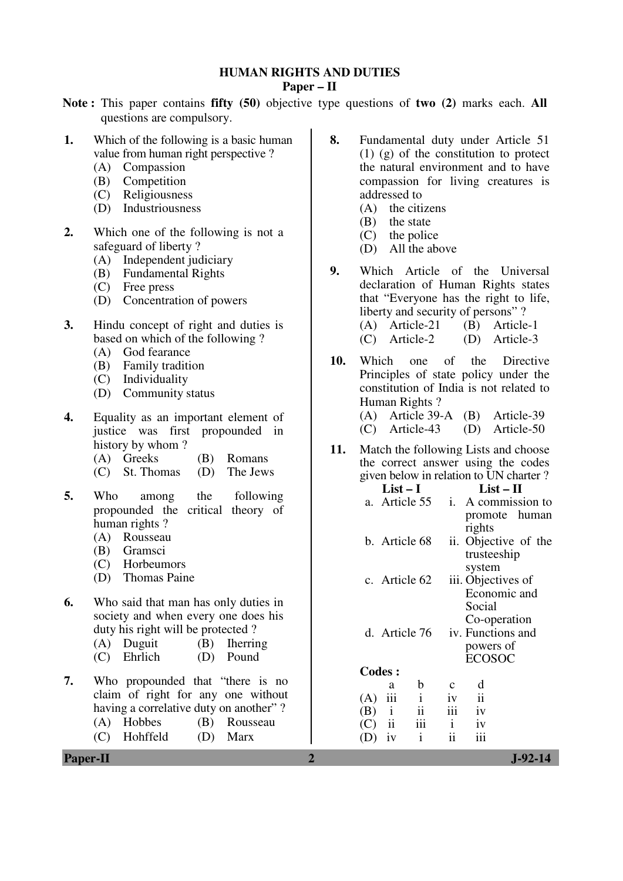# HUMAN RIGHTS AND DUTIES

## Paper – II

**Note :** This paper contains **fifty (50)** objective type questions of **two (2)** marks each. **All** questions are compulsory.

**1.** Which of the following is a basic human value from human right perspective ?
(A) Compassion
(B) Competition
(C) Religiousness
(D) Industriousness

**2.** Which one of the following is not a safeguard of liberty ?
(A) Independent judiciary
(B) Fundamental Rights
(C) Free press
(D) Concentration of powers

**3.** Hindu concept of right and duties is based on which of the following ?
(A) God fearance
(B) Family tradition
(C) Individuality
(D) Community status

**4.** Equality as an important element of justice was first propounded in history by whom ?
(A) Greeks (B) Romans
(C) St. Thomas (D) The Jews

**5.** Who among the following propounded the critical theory of human rights ?
(A) Rousseau
(B) Gramsci
(C) Horbeumors
(D) Thomas Paine

**6.** Who said that man has only duties in society and when every one does his duty his right will be protected ?
(A) Duguit (B) Iherring
(C) Ehrlich (D) Pound

**7.** Who propounded that "there is no claim of right for any one without having a correlative duty on another" ?
(A) Hobbes (B) Rousseau
(C) Hohffeld (D) Marx

**8.** Fundamental duty under Article 51 (1) (g) of the constitution to protect the natural environment and to have compassion for living creatures is addressed to
(A) the citizens
(B) the state
(C) the police
(D) All the above

**9.** Which Article of the Universal declaration of Human Rights states that "Everyone has the right to life, liberty and security of persons" ?
(A) Article-21 (B) Article-1
(C) Article-2 (D) Article-3

**10.** Which one of the Directive Principles of state policy under the constitution of India is not related to Human Rights ?
(A) Article 39-A (B) Article-39
(C) Article-43 (D) Article-50

**11.** Match the following Lists and choose the correct answer using the codes given below in relation to UN charter ?

| List – I | List – II |
|---|---|
| a. Article 55 | i. A commission to promote human rights |
| b. Article 68 | ii. Objective of the trusteeship system |
| c. Article 62 | iii. Objectives of Economic and Social Co-operation |
| d. Article 76 | iv. Functions and powers of ECOSOC |

**Codes :**

| | a | b | c | d |
|---|---|---|---|---|
| (A) | iii | i | iv | ii |
| (B) | i | ii | iii | iv |
| (C) | ii | iii | i | iv |
| (D) | iv | i | ii | iii |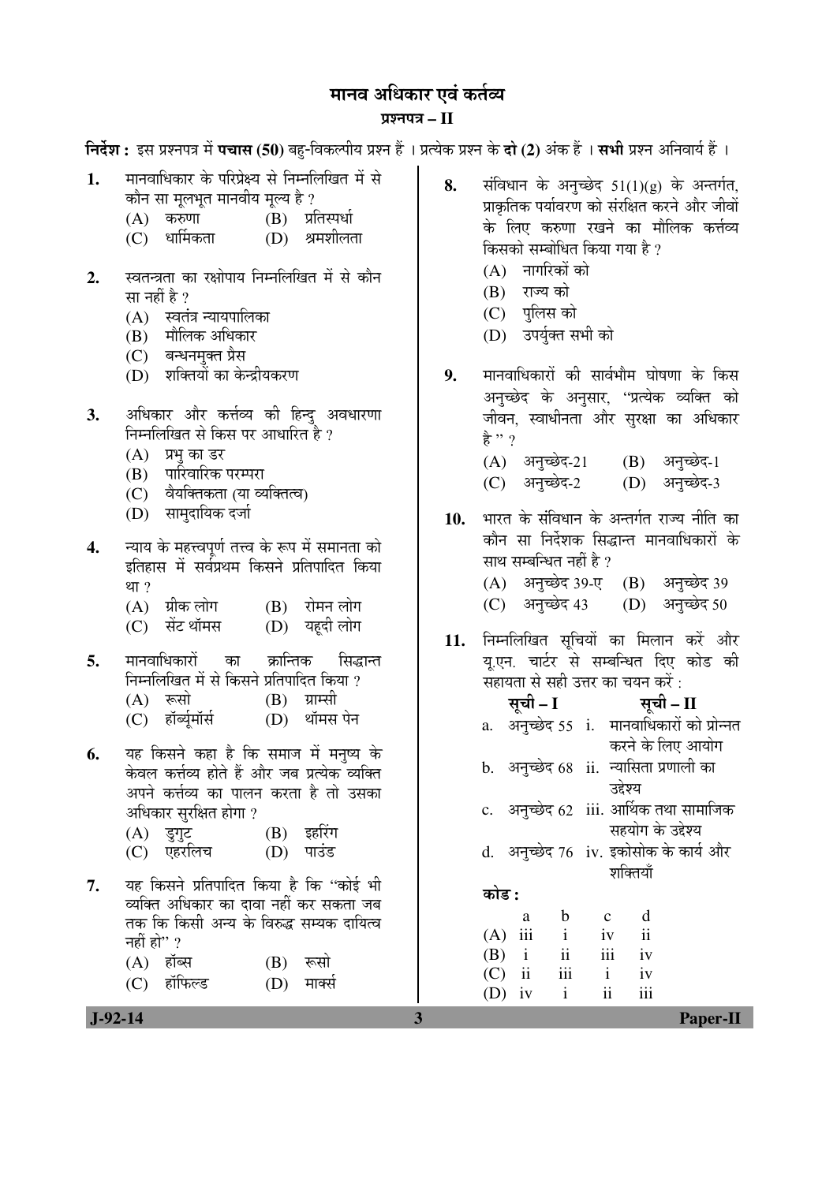# मानव अधिकार एवं कर्तव्य

## प्रश्नपत्र – II

**निर्देश :** इस प्रश्नपत्र में **पचास (50)** बहु-विकल्पीय प्रश्न हैं । प्रत्येक प्रश्न के **दो (2)** अंक हैं । **सभी** प्रश्न अनिवार्य हैं ।

1. मानवाधिकार के परिप्रेक्ष्य से निम्नलिखित में से कौन सा मूलभूत मानवीय मूल्य है ?
   (A) करुणा (B) प्रतिस्पर्धा
   (C) धार्मिकता (D) श्रमशीलता

2. स्वतन्त्रता का रक्षोपाय निम्नलिखित में से कौन सा नहीं है ?
   (A) स्वतंत्र न्यायपालिका
   (B) मौलिक अधिकार
   (C) बन्धनमुक्त प्रेस
   (D) शक्तियों का केन्द्रीयकरण

3. अधिकार और कर्त्तव्य की हिन्दु अवधारणा निम्नलिखित से किस पर आधारित है ?
   (A) प्रभु का डर
   (B) पारिवारिक परम्परा
   (C) वैयक्तिकता (या व्यक्तित्व)
   (D) सामुदायिक दर्जा

4. न्याय के महत्त्वपूर्ण तत्त्व के रूप में समानता को इतिहास में सर्वप्रथम किसने प्रतिपादित किया था ?
   (A) ग्रीक लोग (B) रोमन लोग
   (C) सेंट थॉमस (D) यहूदी लोग

5. मानवाधिकारों का क्रान्तिक सिद्धान्त निम्नलिखित में से किसने प्रतिपादित किया ?
   (A) रूसो (B) ग्राम्सी
   (C) हॉर्ब्यूमॉर्स (D) थॉमस पेन

6. यह किसने कहा है कि समाज में मनुष्य के केवल कर्त्तव्य होते हैं और जब प्रत्येक व्यक्ति अपने कर्त्तव्य का पालन करता है तो उसका अधिकार सुरक्षित होगा ?
   (A) डुगुट (B) इहरिंग
   (C) एहरलिच (D) पाउंड

7. यह किसने प्रतिपादित किया है कि "कोई भी व्यक्ति अधिकार का दावा नहीं कर सकता जब तक कि किसी अन्य के विरुद्ध सम्यक दायित्व नहीं हो" ?
   (A) हॉब्स (B) रूसो
   (C) हॉफिल्ड (D) मार्क्स

8. संविधान के अनुच्छेद 51(1)(g) के अन्तर्गत, प्राकृतिक पर्यावरण को संरक्षित करने और जीवों के लिए करुणा रखने का मौलिक कर्त्तव्य किसको सम्बोधित किया गया है ?
   (A) नागरिकों को
   (B) राज्य को
   (C) पुलिस को
   (D) उपर्युक्त सभी को

9. मानवाधिकारों की सार्वभौम घोषणा के किस अनुच्छेद के अनुसार, "प्रत्येक व्यक्ति को जीवन, स्वाधीनता और सुरक्षा का अधिकार है" ?
   (A) अनुच्छेद-21 (B) अनुच्छेद-1
   (C) अनुच्छेद-2 (D) अनुच्छेद-3

10. भारत के संविधान के अन्तर्गत राज्य नीति का कौन सा निर्देशक सिद्धान्त मानवाधिकारों के साथ सम्बन्धित नहीं है ?
    (A) अनुच्छेद 39-ए (B) अनुच्छेद 39
    (C) अनुच्छेद 43 (D) अनुच्छेद 50

11. निम्नलिखित सूचियों का मिलान करें और यू.एन. चार्टर से सम्बन्धित दिए कोड की सहायता से सही उत्तर का चयन करें :

| सूची – I | सूची – II |
|---|---|
| a. अनुच्छेद 55 | i. मानवाधिकारों को प्रोन्नत करने के लिए आयोग |
| b. अनुच्छेद 68 | ii. न्यासिता प्रणाली का उद्देश्य |
| c. अनुच्छेद 62 | iii. आर्थिक तथा सामाजिक सहयोग के उद्देश्य |
| d. अनुच्छेद 76 | iv. इकोसोक के कार्य और शक्तियाँ |

**कोड :**

| | a | b | c | d |
|---|---|---|---|---|
| (A) | iii | i | iv | ii |
| (B) | i | ii | iii | iv |
| (C) | ii | iii | i | iv |
| (D) | iv | i | ii | iii |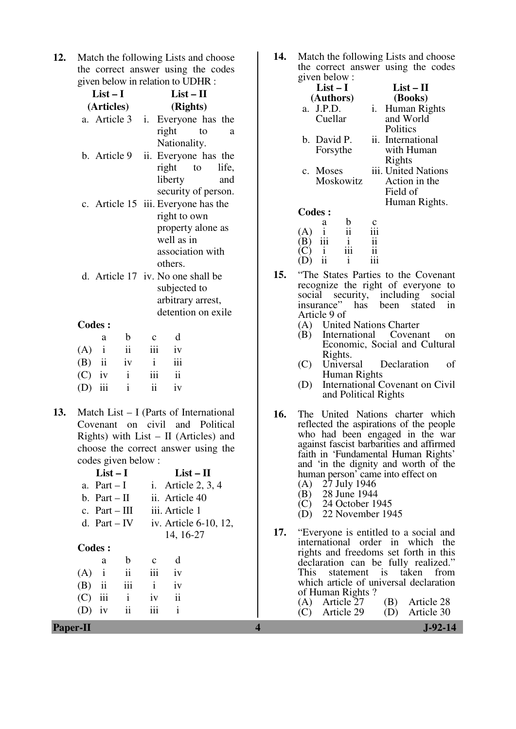12. Match the following Lists and choose the correct answer using the codes given below in relation to UDHR :

| List – I (Articles) | List – II (Rights) |
|---|---|
| a. Article 3 | i. Everyone has the right to a Nationality. |
| b. Article 9 | ii. Everyone has the right to life, liberty and security of person. |
| c. Article 15 | iii. Everyone has the right to own property alone as well as in association with others. |
| d. Article 17 | iv. No one shall be subjected to arbitrary arrest, detention on exile |

**Codes :**

| | a | b | c | d |
|---|---|---|---|---|
| (A) | i | ii | iii | iv |
| (B) | ii | iv | i | iii |
| (C) | iv | i | iii | ii |
| (D) | iii | i | ii | iv |

13. Match List – I (Parts of International Covenant on civil and Political Rights) with List – II (Articles) and choose the correct answer using the codes given below :

| List – I | List – II |
|---|---|
| a. Part – I | i. Article 2, 3, 4 |
| b. Part – II | ii. Article 40 |
| c. Part – III | iii. Article 1 |
| d. Part – IV | iv. Article 6-10, 12, 14, 16-27 |

**Codes :**

| | a | b | c | d |
|---|---|---|---|---|
| (A) | i | ii | iii | iv |
| (B) | ii | iii | i | iv |
| (C) | iii | i | iv | ii |
| (D) | iv | ii | iii | i |

14. Match the following Lists and choose the correct answer using the codes given below :

| List – I (Authors) | List – II (Books) |
|---|---|
| a. J.P.D. Cuellar | i. Human Rights and World Politics |
| b. David P. Forsythe | ii. International with Human Rights |
| c. Moses Moskowitz | iii. United Nations Action in the Field of Human Rights. |

**Codes :**

| | a | b | c |
|---|---|---|---|
| (A) | i | ii | iii |
| (B) | iii | i | ii |
| (C) | i | iii | ii |
| (D) | ii | i | iii |

15. "The States Parties to the Covenant recognize the right of everyone to social security, including social insurance" has been stated in Article 9 of

(A) United Nations Charter
(B) International Covenant on Economic, Social and Cultural Rights.
(C) Universal Declaration of Human Rights
(D) International Covenant on Civil and Political Rights

16. The United Nations charter which reflected the aspirations of the people who had been engaged in the war against fascist barbarities and affirmed faith in 'Fundamental Human Rights' and 'in the dignity and worth of the human person' came into effect on

(A) 27 July 1946
(B) 28 June 1944
(C) 24 October 1945
(D) 22 November 1945

17. "Everyone is entitled to a social and international order in which the rights and freedoms set forth in this declaration can be fully realized." This statement is taken from which article of universal declaration of Human Rights ?

(A) Article 27 (B) Article 28
(C) Article 29 (D) Article 30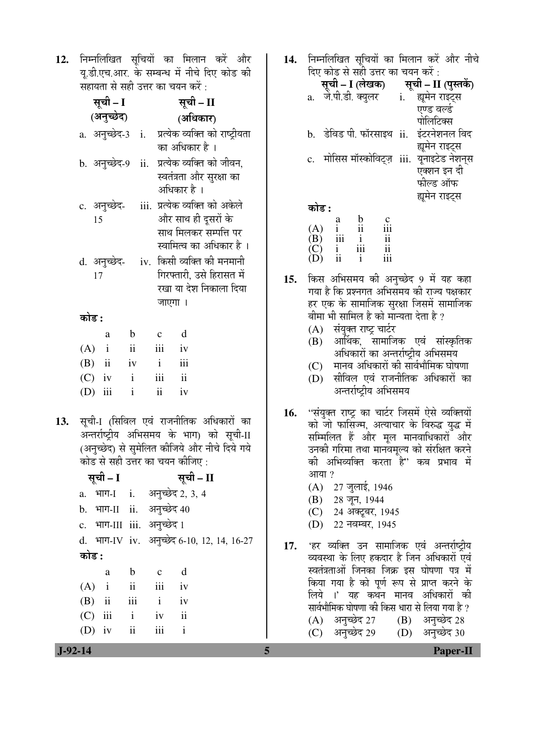12. निम्नलिखित सूचियों का मिलान करें और यू.डी.एच.आर. के सम्बन्ध में नीचे दिए कोड की सहायता से सही उत्तर का चयन करें :

| सूची – I (अनुच्छेद) | सूची – II (अधिकार) |
|---|---|
| a. अनुच्छेद-3 | i. प्रत्येक व्यक्ति को राष्ट्रीयता का अधिकार है । |
| b. अनुच्छेद-9 | ii. प्रत्येक व्यक्ति को जीवन, स्वतंत्रता और सुरक्षा का अधिकार है । |
| c. अनुच्छेद-15 | iii. प्रत्येक व्यक्ति को अकेले और साथ ही दूसरों के साथ मिलकर सम्पत्ति पर स्वामित्व का अधिकार है । |
| d. अनुच्छेद-17 | iv. किसी व्यक्ति की मनमानी गिरफ्तारी, उसे हिरासत में रखा या देश निकाला दिया जाएगा । |

**कोड :**

| | a | b | c | d |
|---|---|---|---|---|
| (A) | i | ii | iii | iv |
| (B) | ii | iv | i | iii |
| (C) | iv | i | iii | ii |
| (D) | iii | i | ii | iv |

13. सूची-I (सिविल एवं राजनीतिक अधिकारों का अन्तर्राष्ट्रीय अभिसमय के भाग) को सूची-II (अनुच्छेद) से सुमेलित कीजिये और नीचे दिये गये कोड से सही उत्तर का चयन कीजिए :

| सूची – I | सूची – II |
|---|---|
| a. भाग-I | i. अनुच्छेद 2, 3, 4 |
| b. भाग-II | ii. अनुच्छेद 40 |
| c. भाग-III | iii. अनुच्छेद 1 |
| d. भाग-IV | iv. अनुच्छेद 6-10, 12, 14, 16-27 |

**कोड :**

| | a | b | c | d |
|---|---|---|---|---|
| (A) | i | ii | iii | iv |
| (B) | ii | iii | i | iv |
| (C) | iii | i | iv | ii |
| (D) | iv | ii | iii | i |

14. निम्नलिखित सूचियों का मिलान करें और नीचे दिए कोड से सही उत्तर का चयन करें :

| सूची – I (लेखक) | सूची – II (पुस्तकें) |
|---|---|
| a. जे.पी.डी. क्युलर | i. ह्यूमेन राइट्स एण्ड वर्ल्ड पोलिटिक्स |
| b. डेविड पी. फॉरसाइथ | ii. इंटरनेशनल विद ह्यूमेन राइट्स |
| c. मोसिस मॉस्कोविट्ज़ | iii. यूनाइटेड नेशन्स एक्शन इन दी फील्ड ऑफ ह्यूमेन राइट्स |

**कोड :**

| | a | b | c |
|---|---|---|---|
| (A) | i | ii | iii |
| (B) | iii | i | ii |
| (C) | i | iii | ii |
| (D) | ii | i | iii |

15. किस अभिसमय की अनुच्छेद 9 में यह कहा गया है कि प्रश्नगत अभिसमय की राज्य पक्षकार हर एक के सामाजिक सुरक्षा जिसमें सामाजिक बीमा भी सामिल है को मान्यता देता है ?
(A) संयुक्त राष्ट्र चार्टर
(B) आर्थिक, सामाजिक एवं सांस्कृतिक अधिकारों का अन्तर्राष्ट्रीय अभिसमय
(C) मानव अधिकारों की सार्वभौमिक घोषणा
(D) सीविल एवं राजनीतिक अधिकारों का अन्तर्राष्ट्रीय अभिसमय

16. "संयुक्त राष्ट्र का चार्टर जिसमें ऐसे व्यक्तियों को जो फासिज्म, अत्याचार के विरुद्ध युद्ध में सम्मिलित हैं और मूल मानवाधिकारों और उनकी गरिमा तथा मानवमूल्य को संरक्षित करने की अभिव्यक्ति करता है" कब प्रभाव में आया ?
(A) 27 जुलाई, 1946
(B) 28 जून, 1944
(C) 24 अक्टूबर, 1945
(D) 22 नवम्बर, 1945

17. 'हर व्यक्ति उन सामाजिक एवं अन्तर्राष्ट्रीय व्यवस्था के लिए हकदार है जिन अधिकारों एवं स्वतंत्रताओं जिनका जिक्र इस घोषणा पत्र में किया गया है को पूर्ण रूप से प्राप्त करने के लिये ।' यह कथन मानव अधिकारों की सार्वभौमिक घोषणा की किस धारा से लिया गया है ?
(A) अनुच्छेद 27
(B) अनुच्छेद 28
(C) अनुच्छेद 29
(D) अनुच्छेद 30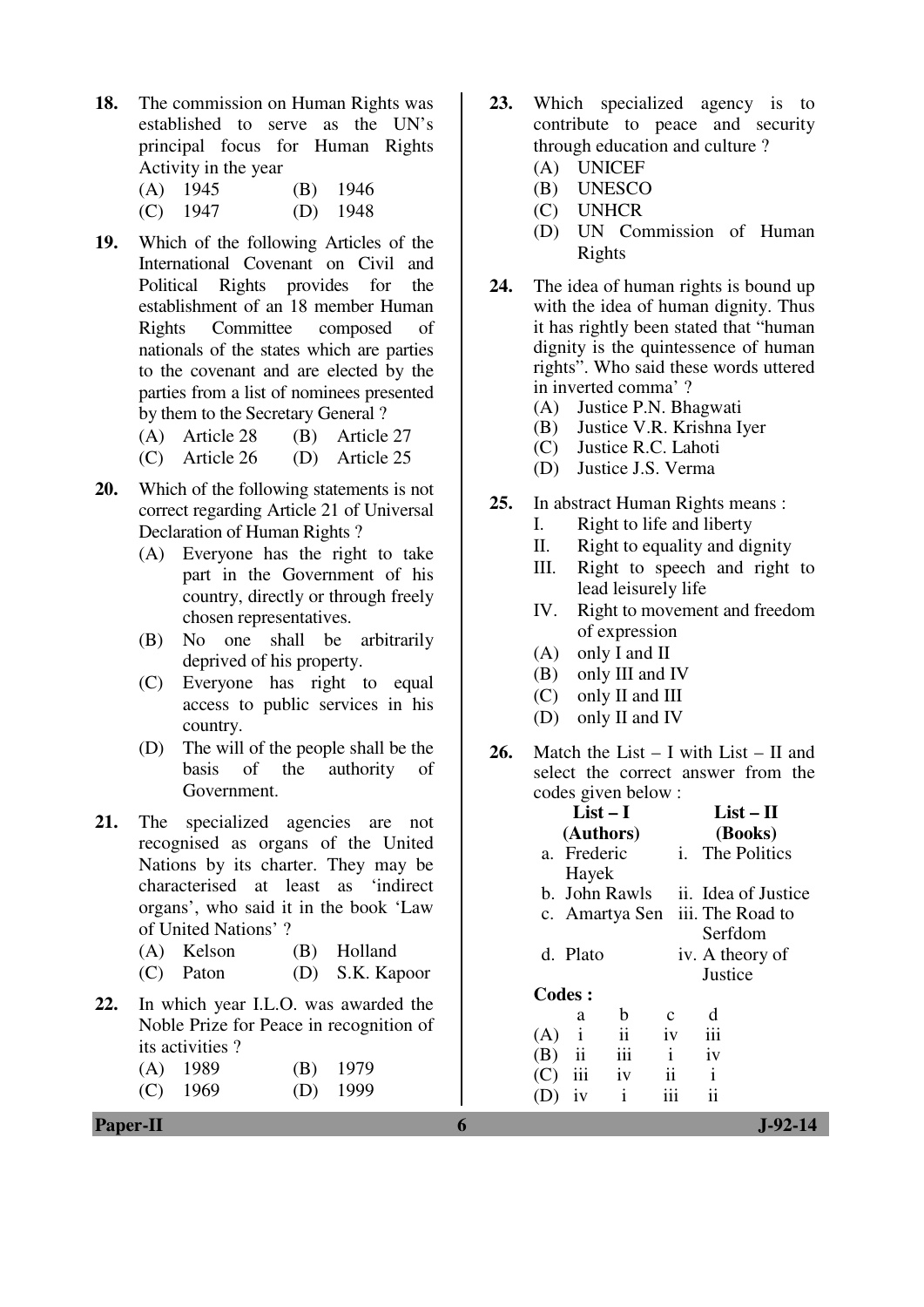18. The commission on Human Rights was established to serve as the UN's principal focus for Human Rights Activity in the year

    (A) 1945 (B) 1946

    (C) 1947 (D) 1948

19. Which of the following Articles of the International Covenant on Civil and Political Rights provides for the establishment of an 18 member Human Rights Committee composed of nationals of the states which are parties to the covenant and are elected by the parties from a list of nominees presented by them to the Secretary General ?

    (A) Article 28 (B) Article 27

    (C) Article 26 (D) Article 25

20. Which of the following statements is not correct regarding Article 21 of Universal Declaration of Human Rights ?

    (A) Everyone has the right to take part in the Government of his country, directly or through freely chosen representatives.

    (B) No one shall be arbitrarily deprived of his property.

    (C) Everyone has right to equal access to public services in his country.

    (D) The will of the people shall be the basis of the authority of Government.

21. The specialized agencies are not recognised as organs of the United Nations by its charter. They may be characterised at least as 'indirect organs', who said it in the book 'Law of United Nations' ?

    (A) Kelson (B) Holland

    (C) Paton (D) S.K. Kapoor

22. In which year I.L.O. was awarded the Noble Prize for Peace in recognition of its activities ?

    (A) 1989 (B) 1979

    (C) 1969 (D) 1999

23. Which specialized agency is to contribute to peace and security through education and culture ?

    (A) UNICEF

    (B) UNESCO

    (C) UNHCR

    (D) UN Commission of Human Rights

24. The idea of human rights is bound up with the idea of human dignity. Thus it has rightly been stated that "human dignity is the quintessence of human rights". Who said these words uttered in inverted comma' ?

    (A) Justice P.N. Bhagwati

    (B) Justice V.R. Krishna Iyer

    (C) Justice R.C. Lahoti

    (D) Justice J.S. Verma

25. In abstract Human Rights means :

    I. Right to life and liberty

    II. Right to equality and dignity

    III. Right to speech and right to lead leisurely life

    IV. Right to movement and freedom of expression

    (A) only I and II

    (B) only III and IV

    (C) only II and III

    (D) only II and IV

26. Match the List – I with List – II and select the correct answer from the codes given below :

| List – I (Authors) | List – II (Books) |
|---|---|
| a. Frederic Hayek | i. The Politics |
| b. John Rawls | ii. Idea of Justice |
| c. Amartya Sen | iii. The Road to Serfdom |
| d. Plato | iv. A theory of Justice |

**Codes :**

| | a | b | c | d |
|---|---|---|---|---|
| (A) | i | ii | iv | iii |
| (B) | ii | iii | i | iv |
| (C) | iii | iv | ii | i |
| (D) | iv | i | iii | ii |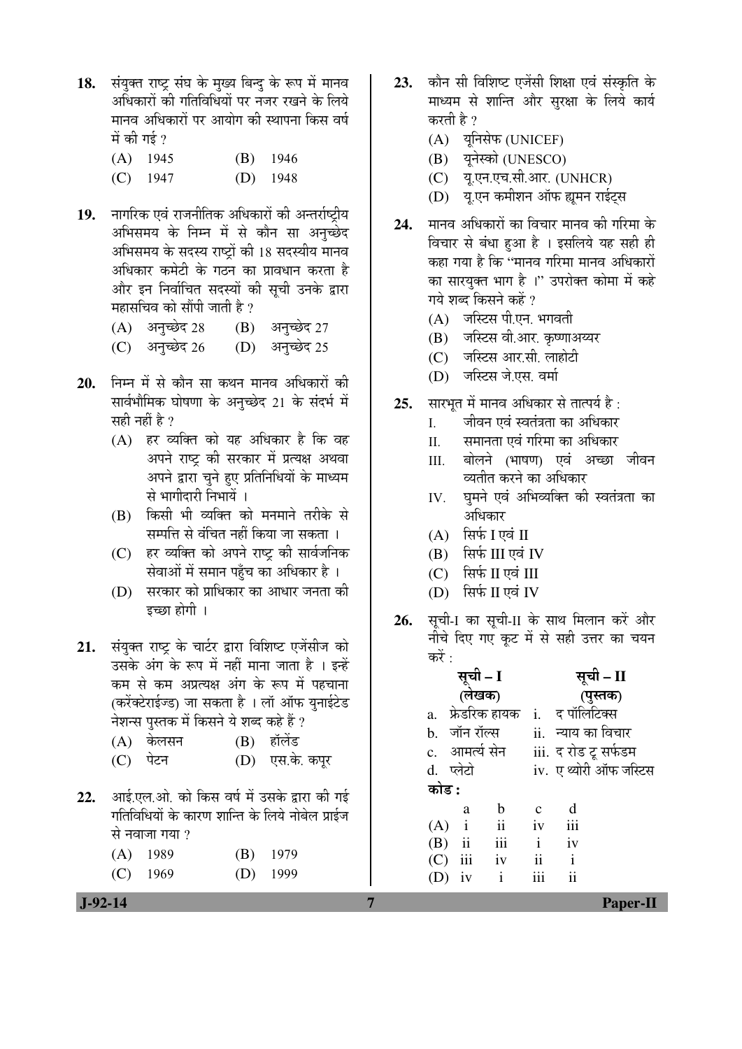18. संयुक्त राष्ट्र संघ के मुख्य बिन्दु के रूप में मानव अधिकारों की गतिविधियों पर नजर रखने के लिये मानव अधिकारों पर आयोग की स्थापना किस वर्ष में की गई ?

    (A) 1945 (B) 1946
    (C) 1947 (D) 1948

19. नागरिक एवं राजनीतिक अधिकारों की अन्तर्राष्ट्रीय अभिसमय के निम्न में से कौन सा अनुच्छेद अभिसमय के सदस्य राष्ट्रों की 18 सदस्यीय मानव अधिकार कमेटी के गठन का प्रावधान करता है और इन निर्वाचित सदस्यों की सूची उनके द्वारा महासचिव को सौंपी जाती है ?

    (A) अनुच्छेद 28 (B) अनुच्छेद 27
    (C) अनुच्छेद 26 (D) अनुच्छेद 25

20. निम्न में से कौन सा कथन मानव अधिकारों की सार्वभौमिक घोषणा के अनुच्छेद 21 के संदर्भ में सही नहीं है ?

    (A) हर व्यक्ति को यह अधिकार है कि वह अपने राष्ट्र की सरकार में प्रत्यक्ष अथवा अपने द्वारा चुने हुए प्रतिनिधियों के माध्यम से भागीदारी निभायें ।
    (B) किसी भी व्यक्ति को मनमाने तरीके से सम्पत्ति से वंचित नहीं किया जा सकता ।
    (C) हर व्यक्ति को अपने राष्ट्र की सार्वजनिक सेवाओं में समान पहुँच का अधिकार है ।
    (D) सरकार को प्राधिकार का आधार जनता की इच्छा होगी ।

21. संयुक्त राष्ट्र के चार्टर द्वारा विशिष्ट एजेंसीज को उसके अंग के रूप में नहीं माना जाता है । इन्हें कम से कम अप्रत्यक्ष अंग के रूप में पहचाना (करेक्टेराईज्ड) जा सकता है । लॉ ऑफ युनाईटेड नेशन्स पुस्तक में किसने ये शब्द कहे हैं ?

    (A) केलसन (B) हॉलेंड
    (C) पेटन (D) एस.के. कपूर

22. आई.एल.ओ. को किस वर्ष में उसके द्वारा की गई गतिविधियों के कारण शान्ति के लिये नोबेल प्राईज से नवाजा गया ?

    (A) 1989 (B) 1979
    (C) 1969 (D) 1999

23. कौन सी विशिष्ट एजेंसी शिक्षा एवं संस्कृति के माध्यम से शान्ति और सुरक्षा के लिये कार्य करती है ?

    (A) यूनिसेफ (UNICEF)
    (B) यूनेस्को (UNESCO)
    (C) यू.एन.एच.सी.आर. (UNHCR)
    (D) यू.एन कमीशन ऑफ ह्यूमन राईट्स

24. मानव अधिकारों का विचार मानव की गरिमा के विचार से बंधा हुआ है । इसलिये यह सही ही कहा गया है कि "मानव गरिमा मानव अधिकारों का सारयुक्त भाग है ।" उपरोक्त कोमा में कहे गये शब्द किसने कहें ?

    (A) जस्टिस पी.एन. भगवती
    (B) जस्टिस वी.आर. कृष्णाअय्यर
    (C) जस्टिस आर.सी. लाहोटी
    (D) जस्टिस जे.एस. वर्मा

25. सारभूत में मानव अधिकार से तात्पर्य है :

    I. जीवन एवं स्वतंत्रता का अधिकार
    II. समानता एवं गरिमा का अधिकार
    III. बोलने (भाषण) एवं अच्छा जीवन व्यतीत करने का अधिकार
    IV. घुमने एवं अभिव्यक्ति की स्वतंत्रता का अधिकार

    (A) सिर्फ I एवं II
    (B) सिर्फ III एवं IV
    (C) सिर्फ II एवं III
    (D) सिर्फ II एवं IV

26. सूची-I का सूची-II के साथ मिलान करें और नीचे दिए गए कूट में से सही उत्तर का चयन करें :

| | सूची – I (लेखक) | | सूची – II (पुस्तक) |
|---|---|---|---|
| a. | फ्रेडरिक हायक | i. | द पॉलिटिक्स |
| b. | जॉन रॉल्स | ii. | न्याय का विचार |
| c. | आमर्त्य सेन | iii. | द रोड टू सर्फडम |
| d. | प्लेटो | iv. | ए थ्योरी ऑफ जस्टिस |

**कोड :**

| | a | b | c | d |
|---|---|---|---|---|
| (A) | i | ii | iv | iii |
| (B) | ii | iii | i | iv |
| (C) | iii | iv | ii | i |
| (D) | iv | i | iii | ii |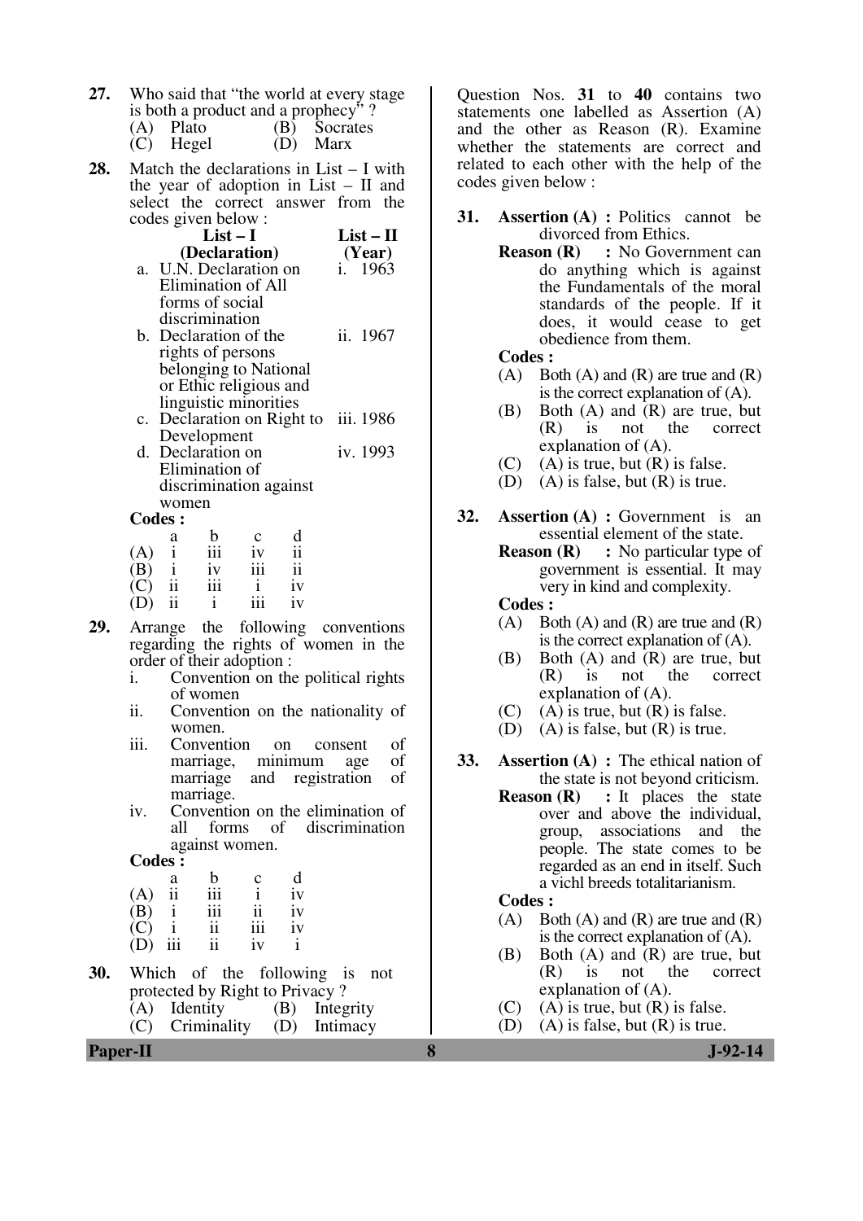27. Who said that "the world at every stage is both a product and a prophecy" ?
    (A) Plato (B) Socrates
    (C) Hegel (D) Marx

28. Match the declarations in List – I with the year of adoption in List – II and select the correct answer from the codes given below :

| List – I (Declaration) | List – II (Year) |
|---|---|
| a. U.N. Declaration on Elimination of All forms of social discrimination | i. 1963 |
| b. Declaration of the rights of persons belonging to National or Ethic religious and linguistic minorities | ii. 1967 |
| c. Declaration on Right to Development | iii. 1986 |
| d. Declaration on Elimination of discrimination against women | iv. 1993 |

**Codes :**

| | a | b | c | d |
|---|---|---|---|---|
| (A) | i | iii | iv | ii |
| (B) | i | iv | iii | ii |
| (C) | ii | iii | i | iv |
| (D) | ii | i | iii | iv |

29. Arrange the following conventions regarding the rights of women in the order of their adoption :
    i. Convention on the political rights of women
    ii. Convention on the nationality of women.
    iii. Convention on consent of marriage, minimum age of marriage and registration of marriage.
    iv. Convention on the elimination of all forms of discrimination against women.

**Codes :**

| | a | b | c | d |
|---|---|---|---|---|
| (A) | ii | iii | i | iv |
| (B) | i | iii | ii | iv |
| (C) | i | ii | iii | iv |
| (D) | iii | ii | iv | i |

30. Which of the following is not protected by Right to Privacy ?
    (A) Identity (B) Integrity
    (C) Criminality (D) Intimacy

Question Nos. **31** to **40** contains two statements one labelled as Assertion (A) and the other as Reason (R). Examine whether the statements are correct and related to each other with the help of the codes given below :

31. **Assertion (A) :** Politics cannot be divorced from Ethics.
    **Reason (R) :** No Government can do anything which is against the Fundamentals of the moral standards of the people. If it does, it would cease to get obedience from them.
    **Codes :**
    (A) Both (A) and (R) are true and (R) is the correct explanation of (A).
    (B) Both (A) and (R) are true, but (R) is not the correct explanation of (A).
    (C) (A) is true, but (R) is false.
    (D) (A) is false, but (R) is true.

32. **Assertion (A) :** Government is an essential element of the state.
    **Reason (R) :** No particular type of government is essential. It may very in kind and complexity.
    **Codes :**
    (A) Both (A) and (R) are true and (R) is the correct explanation of (A).
    (B) Both (A) and (R) are true, but (R) is not the correct explanation of (A).
    (C) (A) is true, but (R) is false.
    (D) (A) is false, but (R) is true.

33. **Assertion (A) :** The ethical nation of the state is not beyond criticism.
    **Reason (R) :** It places the state over and above the individual, group, associations and the people. The state comes to be regarded as an end in itself. Such a vichl breeds totalitarianism.
    **Codes :**
    (A) Both (A) and (R) are true and (R) is the correct explanation of (A).
    (B) Both (A) and (R) are true, but (R) is not the correct explanation of (A).
    (C) (A) is true, but (R) is false.
    (D) (A) is false, but (R) is true.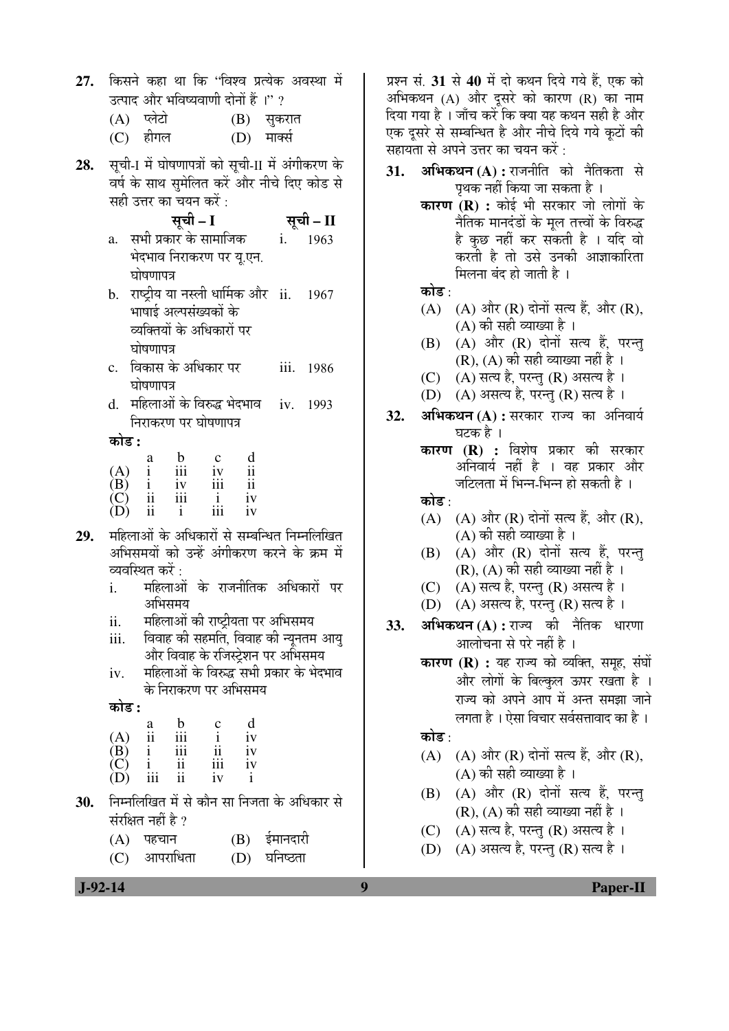27. किसने कहा था कि "विश्व प्रत्येक अवस्था में उत्पाद और भविष्यवाणी दोनों हैं ।" ?

    (A) प्लेटो  (B) सुकरात

    (C) हीगल  (D) मार्क्स

28. सूची-I में घोषणापत्रों को सूची-II में अंगीकरण के वर्ष के साथ सुमेलित करें और नीचे दिए कोड से सही उत्तर का चयन करें :

| | सूची – I | | सूची – II |
|---|---|---|---|
| a. | सभी प्रकार के सामाजिक भेदभाव निराकरण पर यू.एन. घोषणापत्र | i. | 1963 |
| b. | राष्ट्रीय या नस्ली धार्मिक और भाषाई अल्पसंख्यकों के व्यक्तियों के अधिकारों पर घोषणापत्र | ii. | 1967 |
| c. | विकास के अधिकार पर घोषणापत्र | iii. | 1986 |
| d. | महिलाओं के विरुद्ध भेदभाव निराकरण पर घोषणापत्र | iv. | 1993 |

**कोड :**

| | a | b | c | d |
|---|---|---|---|---|
| (A) | i | iii | iv | ii |
| (B) | i | iv | iii | ii |
| (C) | ii | iii | i | iv |
| (D) | ii | i | iii | iv |

29. महिलाओं के अधिकारों से सम्बन्धित निम्नलिखित अभिसमयों को उन्हें अंगीकरण करने के क्रम में व्यवस्थित करें :

    i. महिलाओं के राजनीतिक अधिकारों पर अभिसमय

    ii. महिलाओं की राष्ट्रीयता पर अभिसमय

    iii. विवाह की सहमति, विवाह की न्यूनतम आयु और विवाह के रजिस्ट्रेशन पर अभिसमय

    iv. महिलाओं के विरुद्ध सभी प्रकार के भेदभाव के निराकरण पर अभिसमय

**कोड :**

| | a | b | c | d |
|---|---|---|---|---|
| (A) | ii | iii | i | iv |
| (B) | i | iii | ii | iv |
| (C) | i | ii | iii | iv |
| (D) | iii | ii | iv | i |

30. निम्नलिखित में से कौन सा निजता के अधिकार से संरक्षित नहीं है ?

    (A) पहचान  (B) ईमानदारी

    (C) आपराधिता  (D) घनिष्ठता

प्रश्न सं. **31** से **40** में दो कथन दिये गये हैं, एक को अभिकथन (A) और दूसरे को कारण (R) का नाम दिया गया है । जाँच करें कि क्या यह कथन सही है और एक दूसरे से सम्बन्धित है और नीचे दिये गये कूटों की सहायता से अपने उत्तर का चयन करें :

31. **अभिकथन (A) :** राजनीति को नैतिकता से पृथक नहीं किया जा सकता है ।

    **कारण (R) :** कोई भी सरकार जो लोगों के नैतिक मानदंडों के मूल तत्त्वों के विरुद्ध है कुछ नहीं कर सकती है । यदि वो करती है तो उसे उनकी आज्ञाकारिता मिलना बंद हो जाती है ।

    **कोड** :

    (A) (A) और (R) दोनों सत्य हैं, और (R), (A) की सही व्याख्या है ।

    (B) (A) और (R) दोनों सत्य हैं, परन्तु (R), (A) की सही व्याख्या नहीं है ।

    (C) (A) सत्य है, परन्तु (R) असत्य है ।

    (D) (A) असत्य है, परन्तु (R) सत्य है ।

32. **अभिकथन (A) :** सरकार राज्य का अनिवार्य घटक है ।

    **कारण (R) :** विशेष प्रकार की सरकार अनिवार्य नहीं है । वह प्रकार और जटिलता में भिन्न-भिन्न हो सकती है ।

    **कोड** :

    (A) (A) और (R) दोनों सत्य हैं, और (R), (A) की सही व्याख्या है ।

    (B) (A) और (R) दोनों सत्य हैं, परन्तु (R), (A) की सही व्याख्या नहीं है ।

    (C) (A) सत्य है, परन्तु (R) असत्य है ।

    (D) (A) असत्य है, परन्तु (R) सत्य है ।

33. **अभिकथन (A) :** राज्य की नैतिक धारणा आलोचना से परे नहीं है ।

    **कारण (R) :** यह राज्य को व्यक्ति, समूह, संघों और लोगों के बिल्कुल ऊपर रखता है । राज्य को अपने आप में अन्त समझा जाने लगता है । ऐसा विचार सर्वसत्तावाद का है ।

    **कोड** :

    (A) (A) और (R) दोनों सत्य हैं, और (R), (A) की सही व्याख्या है ।

    (B) (A) और (R) दोनों सत्य हैं, परन्तु (R), (A) की सही व्याख्या नहीं है ।

    (C) (A) सत्य है, परन्तु (R) असत्य है ।

    (D) (A) असत्य है, परन्तु (R) सत्य है ।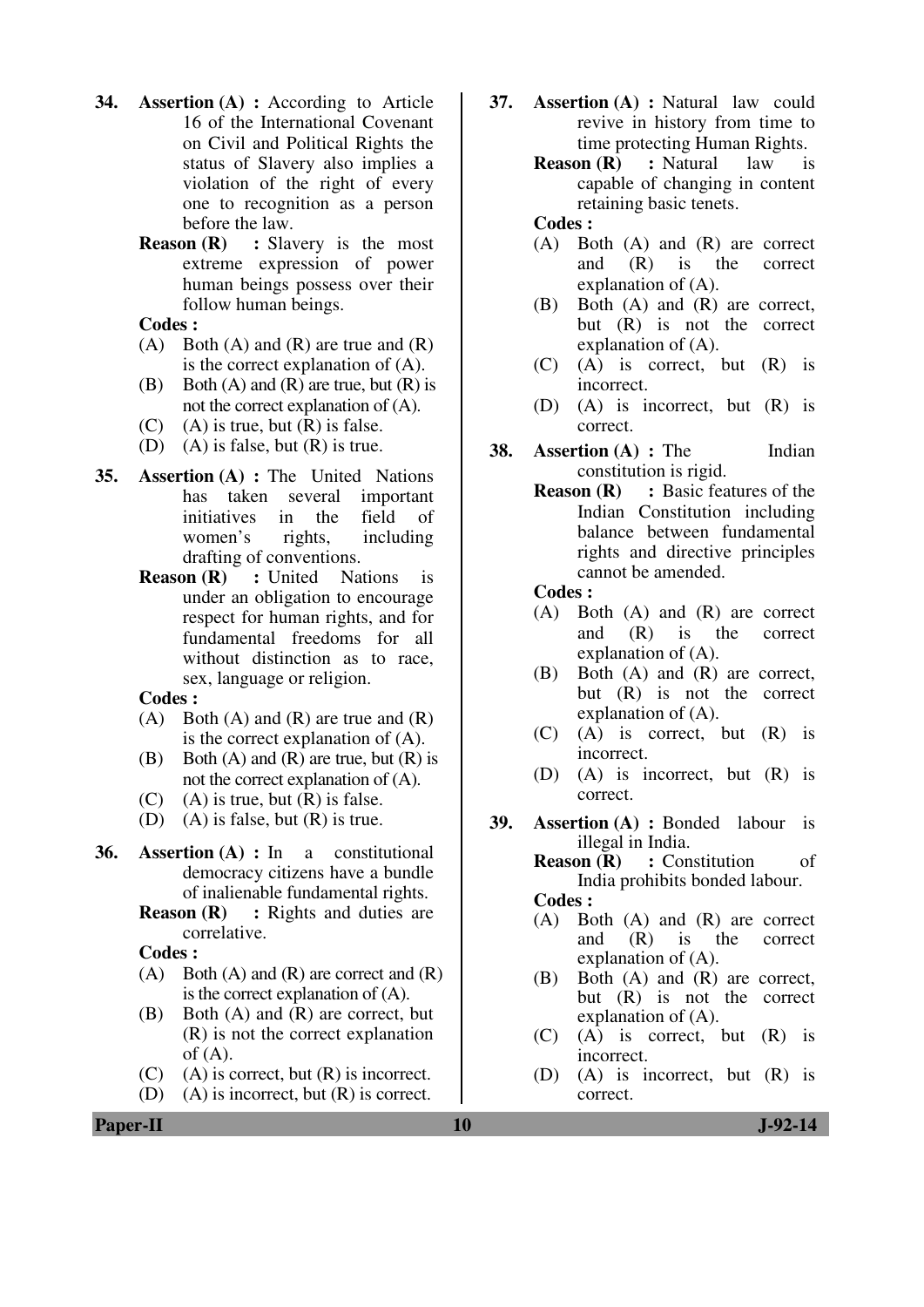34. **Assertion (A) :** According to Article 16 of the International Covenant on Civil and Political Rights the status of Slavery also implies a violation of the right of every one to recognition as a person before the law.

    **Reason (R) :** Slavery is the most extreme expression of power human beings possess over their follow human beings.

    **Codes :**

    (A) Both (A) and (R) are true and (R) is the correct explanation of (A).

    (B) Both (A) and (R) are true, but (R) is not the correct explanation of (A).

    (C) (A) is true, but (R) is false.

    (D) (A) is false, but (R) is true.

35. **Assertion (A) :** The United Nations has taken several important initiatives in the field of women's rights, including drafting of conventions.

    **Reason (R) :** United Nations is under an obligation to encourage respect for human rights, and for fundamental freedoms for all without distinction as to race, sex, language or religion.

    **Codes :**

    (A) Both (A) and (R) are true and (R) is the correct explanation of (A).

    (B) Both (A) and (R) are true, but (R) is not the correct explanation of (A).

    (C) (A) is true, but (R) is false.

    (D) (A) is false, but (R) is true.

36. **Assertion (A) :** In a constitutional democracy citizens have a bundle of inalienable fundamental rights.

    **Reason (R) :** Rights and duties are correlative.

    **Codes :**

    (A) Both (A) and (R) are correct and (R) is the correct explanation of (A).

    (B) Both (A) and (R) are correct, but (R) is not the correct explanation of (A).

    (C) (A) is correct, but (R) is incorrect.

    (D) (A) is incorrect, but (R) is correct.

37. **Assertion (A) :** Natural law could revive in history from time to time protecting Human Rights.

    **Reason (R) :** Natural law is capable of changing in content retaining basic tenets.

    **Codes :**

    (A) Both (A) and (R) are correct and (R) is the correct explanation of (A).

    (B) Both (A) and (R) are correct, but (R) is not the correct explanation of (A).

    (C) (A) is correct, but (R) is incorrect.

    (D) (A) is incorrect, but (R) is correct.

38. **Assertion (A) :** The Indian constitution is rigid.

    **Reason (R) :** Basic features of the Indian Constitution including balance between fundamental rights and directive principles cannot be amended.

    **Codes :**

    (A) Both (A) and (R) are correct and (R) is the correct explanation of (A).

    (B) Both (A) and (R) are correct, but (R) is not the correct explanation of (A).

    (C) (A) is correct, but (R) is incorrect.

    (D) (A) is incorrect, but (R) is correct.

39. **Assertion (A) :** Bonded labour is illegal in India.

    **Reason (R) :** Constitution of India prohibits bonded labour.

    **Codes :**

    (A) Both (A) and (R) are correct and (R) is the correct explanation of (A).

    (B) Both (A) and (R) are correct, but (R) is not the correct explanation of (A).

    (C) (A) is correct, but (R) is incorrect.

    (D) (A) is incorrect, but (R) is correct.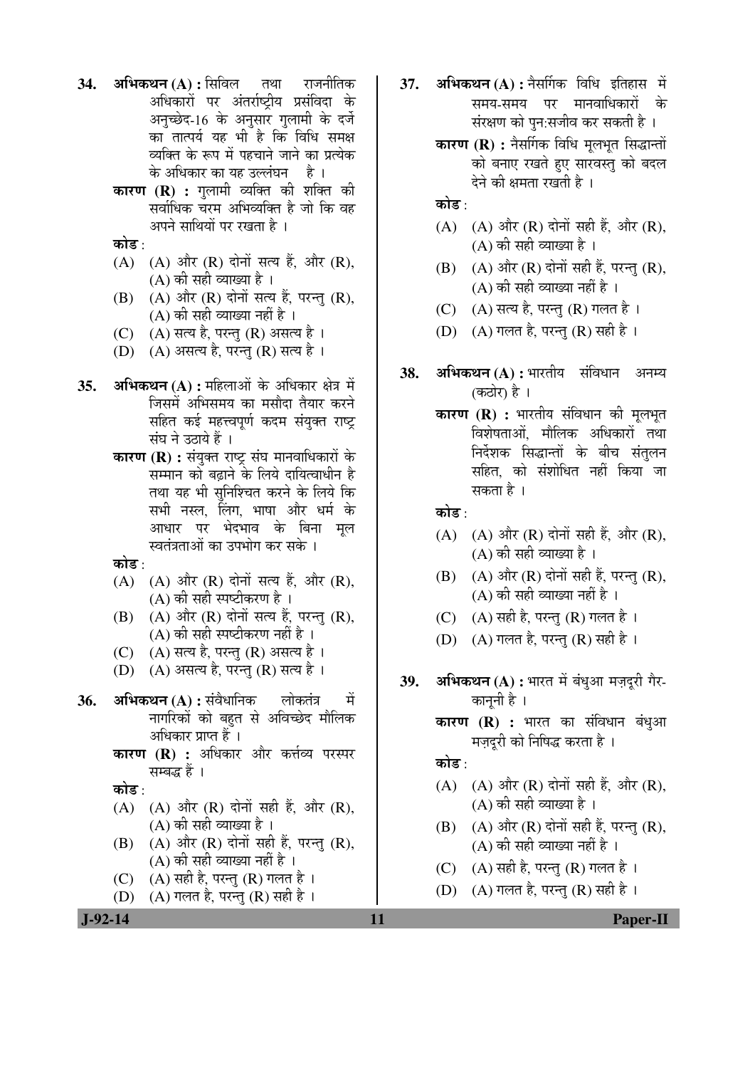34. **अभिकथन (A) :** सिविल तथा राजनीतिक अधिकारों पर अंतर्राष्ट्रीय प्रसंविदा के अनुच्छेद-16 के अनुसार गुलामी के दर्जे का तात्पर्य यह भी है कि विधि समक्ष व्यक्ति के रूप में पहचाने जाने का प्रत्येक के अधिकार का यह उल्लंघन है ।

    **कारण (R) :** गुलामी व्यक्ति की शक्ति की सर्वाधिक चरम अभिव्यक्ति है जो कि वह अपने साथियों पर रखता है ।

    **कोड :**

    (A) (A) और (R) दोनों सत्य हैं, और (R), (A) की सही व्याख्या है ।
    (B) (A) और (R) दोनों सत्य हैं, परन्तु (R), (A) की सही व्याख्या नहीं है ।
    (C) (A) सत्य है, परन्तु (R) असत्य है ।
    (D) (A) असत्य है, परन्तु (R) सत्य है ।

35. **अभिकथन (A) :** महिलाओं के अधिकार क्षेत्र में जिसमें अभिसमय का मसौदा तैयार करने सहित कई महत्त्वपूर्ण कदम संयुक्त राष्ट्र संघ ने उठाये हैं ।

    **कारण (R) :** संयुक्त राष्ट्र संघ मानवाधिकारों के सम्मान को बढ़ाने के लिये दायित्वाधीन है तथा यह भी सुनिश्चित करने के लिये कि सभी नस्ल, लिंग, भाषा और धर्म के आधार पर भेदभाव के बिना मूल स्वतंत्रताओं का उपभोग कर सके ।

    **कोड :**

    (A) (A) और (R) दोनों सत्य हैं, और (R), (A) की सही स्पष्टीकरण है ।
    (B) (A) और (R) दोनों सत्य हैं, परन्तु (R), (A) की सही स्पष्टीकरण नहीं है ।
    (C) (A) सत्य है, परन्तु (R) असत्य है ।
    (D) (A) असत्य है, परन्तु (R) सत्य है ।

36. **अभिकथन (A) :** संवैधानिक लोकतंत्र में नागरिकों को बहुत से अविच्छेद मौलिक अधिकार प्राप्त हैं ।

    **कारण (R) :** अधिकार और कर्त्तव्य परस्पर सम्बद्ध हैं ।

    **कोड :**

    (A) (A) और (R) दोनों सही हैं, और (R), (A) की सही व्याख्या है ।
    (B) (A) और (R) दोनों सही हैं, परन्तु (R), (A) की सही व्याख्या नहीं है ।
    (C) (A) सही है, परन्तु (R) गलत है ।
    (D) (A) गलत है, परन्तु (R) सही है ।

37. **अभिकथन (A) :** नैसर्गिक विधि इतिहास में समय-समय पर मानवाधिकारों के संरक्षण को पुन:सजीव कर सकती है ।

    **कारण (R) :** नैसर्गिक विधि मूलभूत सिद्धान्तों को बनाए रखते हुए सारवस्तु को बदल देने की क्षमता रखती है ।

    **कोड :**

    (A) (A) और (R) दोनों सही हैं, और (R), (A) की सही व्याख्या है ।
    (B) (A) और (R) दोनों सही हैं, परन्तु (R), (A) की सही व्याख्या नहीं है ।
    (C) (A) सत्य है, परन्तु (R) गलत है ।
    (D) (A) गलत है, परन्तु (R) सही है ।

38. **अभिकथन (A) :** भारतीय संविधान अनम्य (कठोर) है ।

    **कारण (R) :** भारतीय संविधान की मूलभूत विशेषताओं, मौलिक अधिकारों तथा निर्देशक सिद्धान्तों के बीच संतुलन सहित, को संशोधित नहीं किया जा सकता है ।

    **कोड :**

    (A) (A) और (R) दोनों सही हैं, और (R), (A) की सही व्याख्या है ।
    (B) (A) और (R) दोनों सही हैं, परन्तु (R), (A) की सही व्याख्या नहीं है ।
    (C) (A) सही है, परन्तु (R) गलत है ।
    (D) (A) गलत है, परन्तु (R) सही है ।

39. **अभिकथन (A) :** भारत में बंधुआ मज़दूरी गैर-कानूनी है ।

    **कारण (R) :** भारत का संविधान बंधुआ मज़दूरी को निषिद्ध करता है ।

    **कोड :**

    (A) (A) और (R) दोनों सही हैं, और (R), (A) की सही व्याख्या है ।
    (B) (A) और (R) दोनों सही हैं, परन्तु (R), (A) की सही व्याख्या नहीं है ।
    (C) (A) सही है, परन्तु (R) गलत है ।
    (D) (A) गलत है, परन्तु (R) सही है ।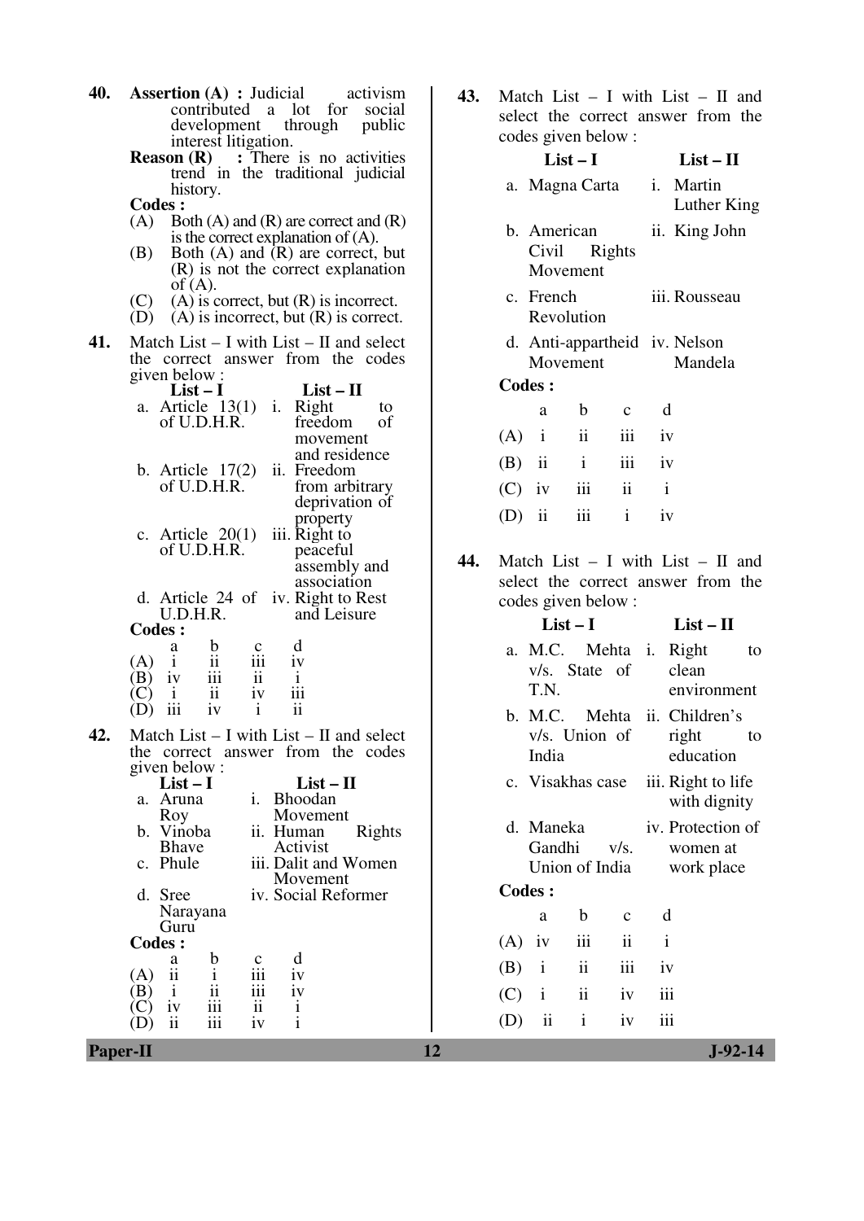**40.** **Assertion (A) :** Judicial activism contributed a lot for social development through public interest litigation.

**Reason (R) :** There is no activities trend in the traditional judicial history.

**Codes :**

(A) Both (A) and (R) are correct and (R) is the correct explanation of (A).

(B) Both (A) and (R) are correct, but (R) is not the correct explanation of (A).

(C) (A) is correct, but (R) is incorrect.

(D) (A) is incorrect, but (R) is correct.

**41.** Match List – I with List – II and select the correct answer from the codes given below :

| List – I | List – II |
|---|---|
| a. Article 13(1) of U.D.H.R. | i. Right to freedom of movement and residence |
| b. Article 17(2) of U.D.H.R. | ii. Freedom from arbitrary deprivation of property |
| c. Article 20(1) of U.D.H.R. | iii. Right to peaceful assembly and association |
| d. Article 24 of U.D.H.R. | iv. Right to Rest and Leisure |

**Codes :**

| | a | b | c | d |
|---|---|---|---|---|
| (A) | i | ii | iii | iv |
| (B) | iv | iii | ii | i |
| (C) | i | ii | iv | iii |
| (D) | iii | iv | i | ii |

**42.** Match List – I with List – II and select the correct answer from the codes given below :

| List – I | List – II |
|---|---|
| a. Aruna Roy | i. Bhoodan Movement |
| b. Vinoba Bhave | ii. Human Rights Activist |
| c. Phule | iii. Dalit and Women Movement |
| d. Sree Narayana Guru | iv. Social Reformer |

**Codes :**

| | a | b | c | d |
|---|---|---|---|---|
| (A) | ii | i | iii | iv |
| (B) | i | ii | iii | iv |
| (C) | iv | iii | ii | i |
| (D) | ii | iii | iv | i |

**43.** Match List – I with List – II and select the correct answer from the codes given below :

| List – I | List – II |
|---|---|
| a. Magna Carta | i. Martin Luther King |
| b. American Civil Rights Movement | ii. King John |
| c. French Revolution | iii. Rousseau |
| d. Anti-appartheid Movement | iv. Nelson Mandela |

**Codes :**

| | a | b | c | d |
|---|---|---|---|---|
| (A) | i | ii | iii | iv |
| (B) | ii | i | iii | iv |
| (C) | iv | iii | ii | i |
| (D) | ii | iii | i | iv |

**44.** Match List – I with List – II and select the correct answer from the codes given below :

| List – I | List – II |
|---|---|
| a. M.C. Mehta v/s. State of T.N. | i. Right to clean environment |
| b. M.C. Mehta v/s. Union of India | ii. Children's right to education |
| c. Visakhas case | iii. Right to life with dignity |
| d. Maneka Gandhi v/s. Union of India | iv. Protection of women at work place |

**Codes :**

| | a | b | c | d |
|---|---|---|---|---|
| (A) | iv | iii | ii | i |
| (B) | i | ii | iii | iv |
| (C) | i | ii | iv | iii |
| (D) | ii | i | iv | iii |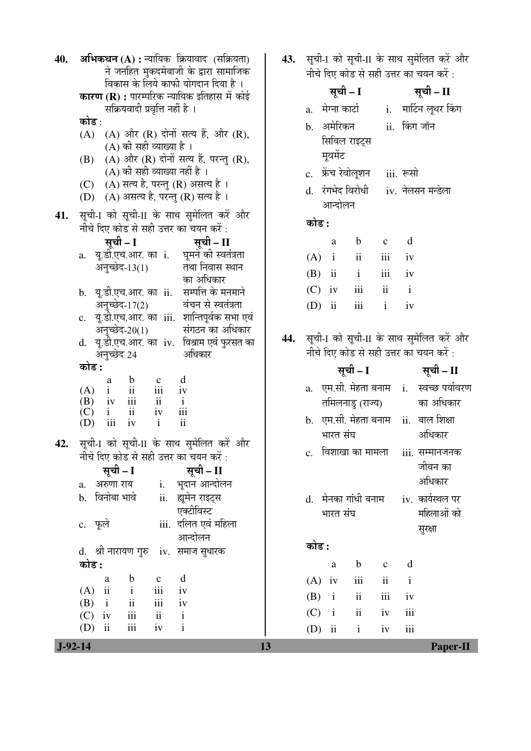40. **अभिकथन (A) :** न्यायिक क्रियावाद (सक्रियता) ने जनहित मुकदमेबाजी के द्वारा सामाजिक विकास के लिये काफी योगदान दिया है ।

**कारण (R) :** पारम्परिक न्यायिक इतिहास में कोई सक्रियवादी प्रवृत्ति नहीं है ।

कोड :

(A) (A) और (R) दोनों सत्य हैं, और (R), (A) की सही व्याख्या है ।

(B) (A) और (R) दोनों सत्य हैं, परन्तु (R), (A) की सही व्याख्या नहीं है ।

(C) (A) सत्य है, परन्तु (R) असत्य है ।

(D) (A) असत्य है, परन्तु (R) सत्य है ।

41. सूची-I को सूची-II के साथ सुमेलित करें और नीचे दिए कोड से सही उत्तर का चयन करें :

| सूची – I | सूची – II |
|---|---|
| a. यू.डी.एच.आर. का अनुच्छेद-13(1) | i. घूमने की स्वतंत्रता तथा निवास स्थान का अधिकार |
| b. यू.डी.एच.आर. का अनुच्छेद-17(2) | ii. सम्पत्ति के मनमाने वंचन से स्वतंत्रता |
| c. यू.डी.एच.आर. का अनुच्छेद-20(1) | iii. शान्तिपूर्वक सभा एवं संगठन का अधिकार |
| d. यू.डी.एच.आर. का अनुच्छेद 24 | iv. विश्राम एवं फुरसत का अधिकार |

**कोड :**

| | a | b | c | d |
|---|---|---|---|---|
| (A) | i | ii | iii | iv |
| (B) | iv | iii | ii | i |
| (C) | i | ii | iv | iii |
| (D) | iii | iv | i | ii |

42. सूची-I को सूची-II के साथ सुमेलित करें और नीचे दिए कोड से सही उत्तर का चयन करें :

| सूची – I | सूची – II |
|---|---|
| a. अरुणा राय | i. भूदान आन्दोलन |
| b. विनोबा भावे | ii. ह्यूमेन राइट्स एक्टीविस्ट |
| c. फूले | iii. दलित एवं महिला आन्दोलन |
| d. श्री नारायण गुरु | iv. समाज सुधारक |

**कोड :**

| | a | b | c | d |
|---|---|---|---|---|
| (A) | ii | i | iii | iv |
| (B) | i | ii | iii | iv |
| (C) | iv | iii | ii | i |
| (D) | ii | iii | iv | i |

43. सूची-I को सूची-II के साथ सुमेलित करें और नीचे दिए कोड से सही उत्तर का चयन करें :

| सूची – I | सूची – II |
|---|---|
| a. मेग्ना कार्टा | i. मार्टिन लूथर किंग |
| b. अमेरिकन सिविल राइट्स मूवमेंट | ii. किंग जॉन |
| c. फ्रेंच रेवोलूशन | iii. रूसो |
| d. रंगभेद विरोधी आन्दोलन | iv. नेलसन मन्डेला |

**कोड :**

| | a | b | c | d |
|---|---|---|---|---|
| (A) | i | ii | iii | iv |
| (B) | ii | i | iii | iv |
| (C) | iv | iii | ii | i |
| (D) | ii | iii | i | iv |

44. सूची-I को सूची-II के साथ सुमेलित करें और नीचे दिए कोड से सही उत्तर का चयन करें :

| सूची – I | सूची – II |
|---|---|
| a. एम.सी. मेहता बनाम तमिलनाडु (राज्य) | i. स्वच्छ पर्यावरण का अधिकार |
| b. एम.सी. मेहता बनाम भारत संघ | ii. बाल शिक्षा अधिकार |
| c. विशाखा का मामला | iii. सम्मानजनक जीवन का अधिकार |
| d. मेनका गांधी बनाम भारत संघ | iv. कार्यस्थल पर महिलाओं को सुरक्षा |

**कोड :**

| | a | b | c | d |
|---|---|---|---|---|
| (A) | iv | iii | ii | i |
| (B) | i | ii | iii | iv |
| (C) | i | ii | iv | iii |
| (D) | ii | i | iv | iii |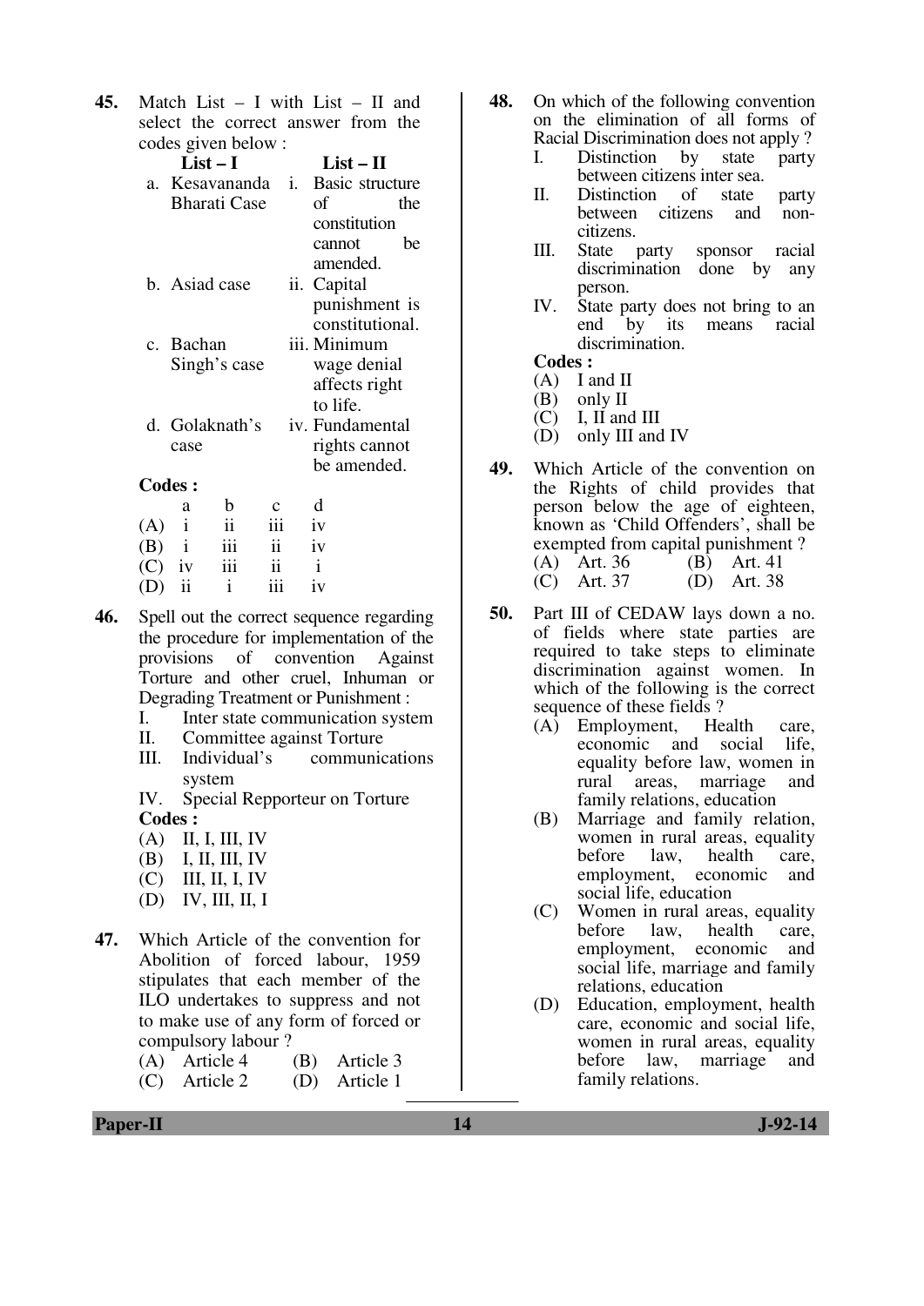**45.** Match List – I with List – II and select the correct answer from the codes given below :

| List – I | List – II |
|---|---|
| a. Kesavananda Bharati Case | i. Basic structure of the constitution cannot be amended. |
| b. Asiad case | ii. Capital punishment is constitutional. |
| c. Bachan Singh's case | iii. Minimum wage denial affects right to life. |
| d. Golaknath's case | iv. Fundamental rights cannot be amended. |

**Codes :**

| | a | b | c | d |
|---|---|---|---|---|
| (A) | i | ii | iii | iv |
| (B) | i | iii | ii | iv |
| (C) | iv | iii | ii | i |
| (D) | ii | i | iii | iv |

**46.** Spell out the correct sequence regarding the procedure for implementation of the provisions of convention Against Torture and other cruel, Inhuman or Degrading Treatment or Punishment :

I. Inter state communication system
II. Committee against Torture
III. Individual's communications system
IV. Special Repporteur on Torture

**Codes :**
(A) II, I, III, IV
(B) I, II, III, IV
(C) III, II, I, IV
(D) IV, III, II, I

**47.** Which Article of the convention for Abolition of forced labour, 1959 stipulates that each member of the ILO undertakes to suppress and not to make use of any form of forced or compulsory labour ?

(A) Article 4
(B) Article 3
(C) Article 2
(D) Article 1

**48.** On which of the following convention on the elimination of all forms of Racial Discrimination does not apply ?

I. Distinction by state party between citizens inter sea.
II. Distinction of state party between citizens and non-citizens.
III. State party sponsor racial discrimination done by any person.
IV. State party does not bring to an end by its means racial discrimination.

**Codes :**
(A) I and II
(B) only II
(C) I, II and III
(D) only III and IV

**49.** Which Article of the convention on the Rights of child provides that person below the age of eighteen, known as 'Child Offenders', shall be exempted from capital punishment ?

(A) Art. 36
(B) Art. 41
(C) Art. 37
(D) Art. 38

**50.** Part III of CEDAW lays down a no. of fields where state parties are required to take steps to eliminate discrimination against women. In which of the following is the correct sequence of these fields ?

(A) Employment, Health care, economic and social life, equality before law, women in rural areas, marriage and family relations, education
(B) Marriage and family relation, women in rural areas, equality before law, health care, employment, economic and social life, education
(C) Women in rural areas, equality before law, health care, employment, economic and social life, marriage and family relations, education
(D) Education, employment, health care, economic and social life, women in rural areas, equality before law, marriage and family relations.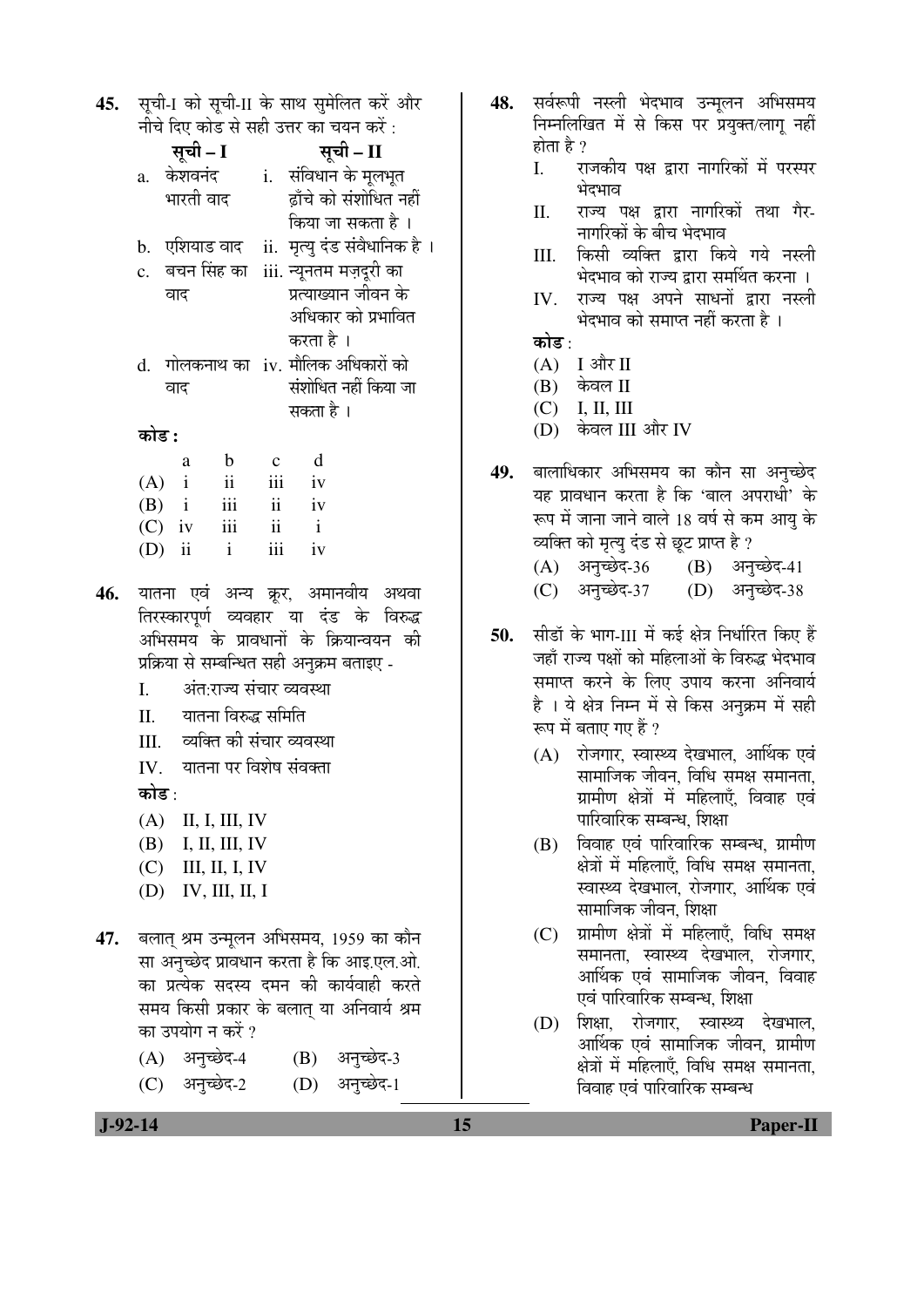45. सूची-I को सूची-II के साथ सुमेलित करें और नीचे दिए कोड से सही उत्तर का चयन करें :

| सूची – I | सूची – II |
|---|---|
| a. केशवनंद भारती वाद | i. संविधान के मूलभूत ढ़ाँचे को संशोधित नहीं किया जा सकता है । |
| b. एशियाड वाद | ii. मृत्यु दंड संवैधानिक है । |
| c. बचन सिंह का वाद | iii. न्यूनतम मज़दूरी का प्रत्याख्यान जीवन के अधिकार को प्रभावित करता है । |
| d. गोलकनाथ का वाद | iv. मौलिक अधिकारों को संशोधित नहीं किया जा सकता है । |

**कोड :**

| | a | b | c | d |
|---|---|---|---|---|
| (A) | i | ii | iii | iv |
| (B) | i | iii | ii | iv |
| (C) | iv | iii | ii | i |
| (D) | ii | i | iii | iv |

46. यातना एवं अन्य क्रूर, अमानवीय अथवा तिरस्कारपूर्ण व्यवहार या दंड के विरुद्ध अभिसमय के प्रावधानों के क्रियान्वयन की प्रक्रिया से सम्बन्धित सही अनुक्रम बताइए -

I. अंत:राज्य संचार व्यवस्था
II. यातना विरुद्ध समिति
III. व्यक्ति की संचार व्यवस्था
IV. यातना पर विशेष संवक्ता

**कोड** :

(A) II, I, III, IV
(B) I, II, III, IV
(C) III, II, I, IV
(D) IV, III, II, I

47. बलात् श्रम उन्मूलन अभिसमय, 1959 का कौन सा अनुच्छेद प्रावधान करता है कि आइ.एल.ओ. का प्रत्येक सदस्य दमन की कार्यवाही करते समय किसी प्रकार के बलात् या अनिवार्य श्रम का उपयोग न करें ?

(A) अनुच्छेद-4
(B) अनुच्छेद-3
(C) अनुच्छेद-2
(D) अनुच्छेद-1

48. सर्वरूपी नस्ली भेदभाव उन्मूलन अभिसमय निम्नलिखित में से किस पर प्रयुक्त/लागू नहीं होता है ?

I. राजकीय पक्ष द्वारा नागरिकों में परस्पर भेदभाव
II. राज्य पक्ष द्वारा नागरिकों तथा गैर-नागरिकों के बीच भेदभाव
III. किसी व्यक्ति द्वारा किये गये नस्ली भेदभाव को राज्य द्वारा समर्थित करना ।
IV. राज्य पक्ष अपने साधनों द्वारा नस्ली भेदभाव को समाप्त नहीं करता है ।

**कोड** :

(A) I और II
(B) केवल II
(C) I, II, III
(D) केवल III और IV

49. बालाधिकार अभिसमय का कौन सा अनुच्छेद यह प्रावधान करता है कि 'बाल अपराधी' के रूप में जाना जाने वाले 18 वर्ष से कम आयु के व्यक्ति को मृत्यु दंड से छूट प्राप्त है ?

(A) अनुच्छेद-36
(B) अनुच्छेद-41
(C) अनुच्छेद-37
(D) अनुच्छेद-38

50. सीडॉ के भाग-III में कई क्षेत्र निर्धारित किए हैं जहाँ राज्य पक्षों को महिलाओं के विरुद्ध भेदभाव समाप्त करने के लिए उपाय करना अनिवार्य है । ये क्षेत्र निम्न में से किस अनुक्रम में सही रूप में बताए गए हैं ?

(A) रोजगार, स्वास्थ्य देखभाल, आर्थिक एवं सामाजिक जीवन, विधि समक्ष समानता, ग्रामीण क्षेत्रों में महिलाएँ, विवाह एवं पारिवारिक सम्बन्ध, शिक्षा
(B) विवाह एवं पारिवारिक सम्बन्ध, ग्रामीण क्षेत्रों में महिलाएँ, विधि समक्ष समानता, स्वास्थ्य देखभाल, रोजगार, आर्थिक एवं सामाजिक जीवन, शिक्षा
(C) ग्रामीण क्षेत्रों में महिलाएँ, विधि समक्ष समानता, स्वास्थ्य देखभाल, रोजगार, आर्थिक एवं सामाजिक जीवन, विवाह एवं पारिवारिक सम्बन्ध, शिक्षा
(D) शिक्षा, रोजगार, स्वास्थ्य देखभाल, आर्थिक एवं सामाजिक जीवन, ग्रामीण क्षेत्रों में महिलाएँ, विधि समक्ष समानता, विवाह एवं पारिवारिक सम्बन्ध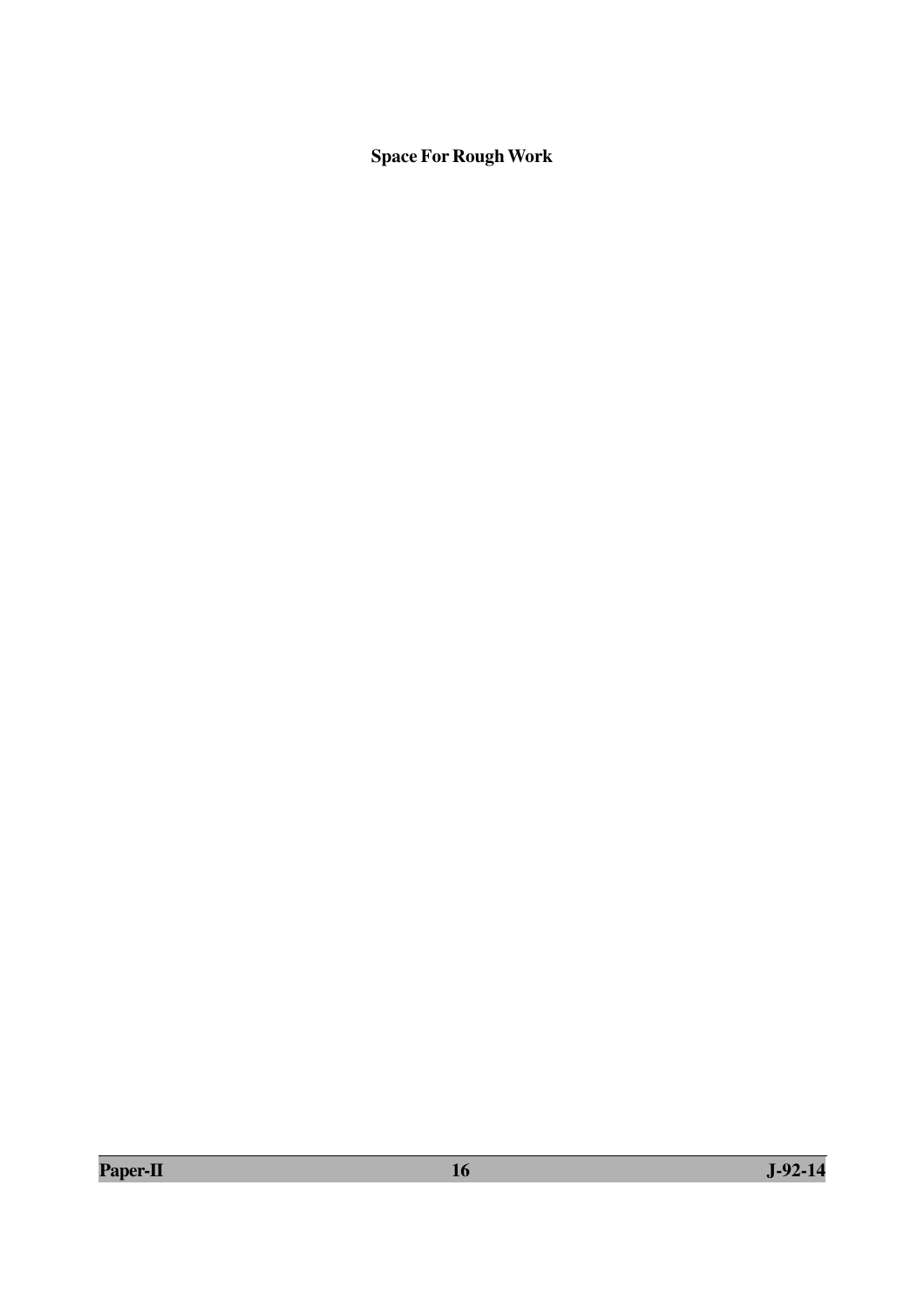**Space For Rough Work**